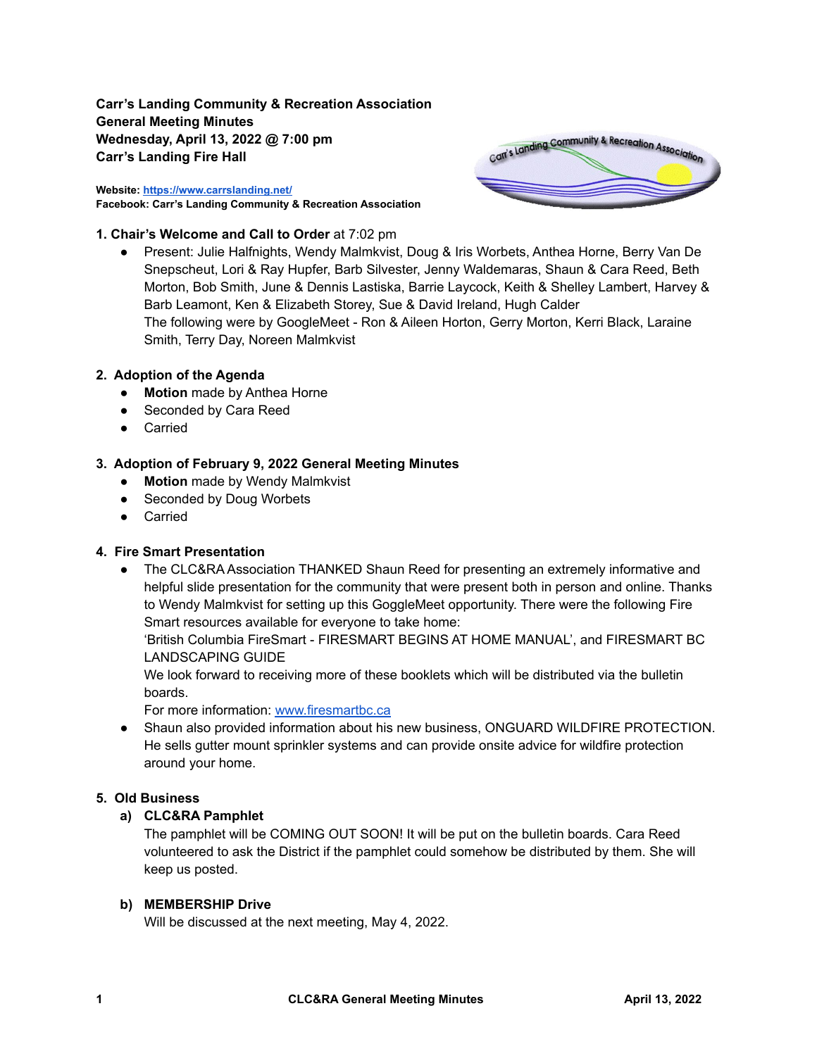**Carr's Landing Community & Recreation Association**
**General Meeting Minutes**
**Wednesday, April 13, 2022 @ 7:00 pm**
**Carr's Landing Fire Hall**

**Website: https://www.carrslanding.net/**
**Facebook: Carr's Landing Community & Recreation Association**

**1. Chair's Welcome and Call to Order** at 7:02 pm

- Present: Julie Halfnights, Wendy Malmkvist, Doug & Iris Worbets, Anthea Horne, Berry Van De Snepscheut, Lori & Ray Hupfer, Barb Silvester, Jenny Waldemaras, Shaun & Cara Reed, Beth Morton, Bob Smith, June & Dennis Lastiska, Barrie Laycock, Keith & Shelley Lambert, Harvey & Barb Leamont, Ken & Elizabeth Storey, Sue & David Ireland, Hugh Calder
  The following were by GoogleMeet - Ron & Aileen Horton, Gerry Morton, Kerri Black, Laraine Smith, Terry Day, Noreen Malmkvist

**2. Adoption of the Agenda**

- **Motion** made by Anthea Horne
- Seconded by Cara Reed
- Carried

**3. Adoption of February 9, 2022 General Meeting Minutes**

- **Motion** made by Wendy Malmkvist
- Seconded by Doug Worbets
- Carried

**4. Fire Smart Presentation**

- The CLC&RA Association THANKED Shaun Reed for presenting an extremely informative and helpful slide presentation for the community that were present both in person and online. Thanks to Wendy Malmkvist for setting up this GoggleMeet opportunity. There were the following Fire Smart resources available for everyone to take home:
  'British Columbia FireSmart - FIRESMART BEGINS AT HOME MANUAL', and FIRESMART BC LANDSCAPING GUIDE
  We look forward to receiving more of these booklets which will be distributed via the bulletin boards.
  For more information: www.firesmartbc.ca
- Shaun also provided information about his new business, ONGUARD WILDFIRE PROTECTION. He sells gutter mount sprinkler systems and can provide onsite advice for wildfire protection around your home.

**5. Old Business**

**a) CLC&RA Pamphlet**

The pamphlet will be COMING OUT SOON! It will be put on the bulletin boards. Cara Reed volunteered to ask the District if the pamphlet could somehow be distributed by them. She will keep us posted.

**b) MEMBERSHIP Drive**

Will be discussed at the next meeting, May 4, 2022.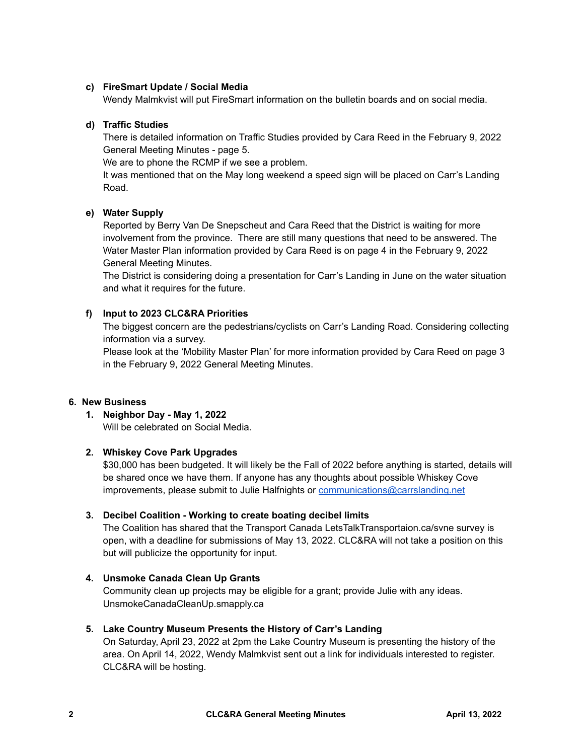**c) FireSmart Update / Social Media**

Wendy Malmkvist will put FireSmart information on the bulletin boards and on social media.

**d) Traffic Studies**

There is detailed information on Traffic Studies provided by Cara Reed in the February 9, 2022 General Meeting Minutes - page 5.

We are to phone the RCMP if we see a problem.

It was mentioned that on the May long weekend a speed sign will be placed on Carr's Landing Road.

**e) Water Supply**

Reported by Berry Van De Snepscheut and Cara Reed that the District is waiting for more involvement from the province. There are still many questions that need to be answered. The Water Master Plan information provided by Cara Reed is on page 4 in the February 9, 2022 General Meeting Minutes.

The District is considering doing a presentation for Carr's Landing in June on the water situation and what it requires for the future.

**f) Input to 2023 CLC&RA Priorities**

The biggest concern are the pedestrians/cyclists on Carr's Landing Road. Considering collecting information via a survey.

Please look at the 'Mobility Master Plan' for more information provided by Cara Reed on page 3 in the February 9, 2022 General Meeting Minutes.

## 6. New Business

**1. Neighbor Day - May 1, 2022**

Will be celebrated on Social Media.

**2. Whiskey Cove Park Upgrades**

$30,000 has been budgeted. It will likely be the Fall of 2022 before anything is started, details will be shared once we have them. If anyone has any thoughts about possible Whiskey Cove improvements, please submit to Julie Halfnights or [communications@carrslanding.net](mailto:communications@carrslanding.net)

**3. Decibel Coalition - Working to create boating decibel limits**

The Coalition has shared that the Transport Canada LetsTalkTransportaion.ca/svne survey is open, with a deadline for submissions of May 13, 2022. CLC&RA will not take a position on this but will publicize the opportunity for input.

**4. Unsmoke Canada Clean Up Grants**

Community clean up projects may be eligible for a grant; provide Julie with any ideas. UnsmokeCanadaCleanUp.smapply.ca

**5. Lake Country Museum Presents the History of Carr's Landing**

On Saturday, April 23, 2022 at 2pm the Lake Country Museum is presenting the history of the area. On April 14, 2022, Wendy Malmkvist sent out a link for individuals interested to register. CLC&RA will be hosting.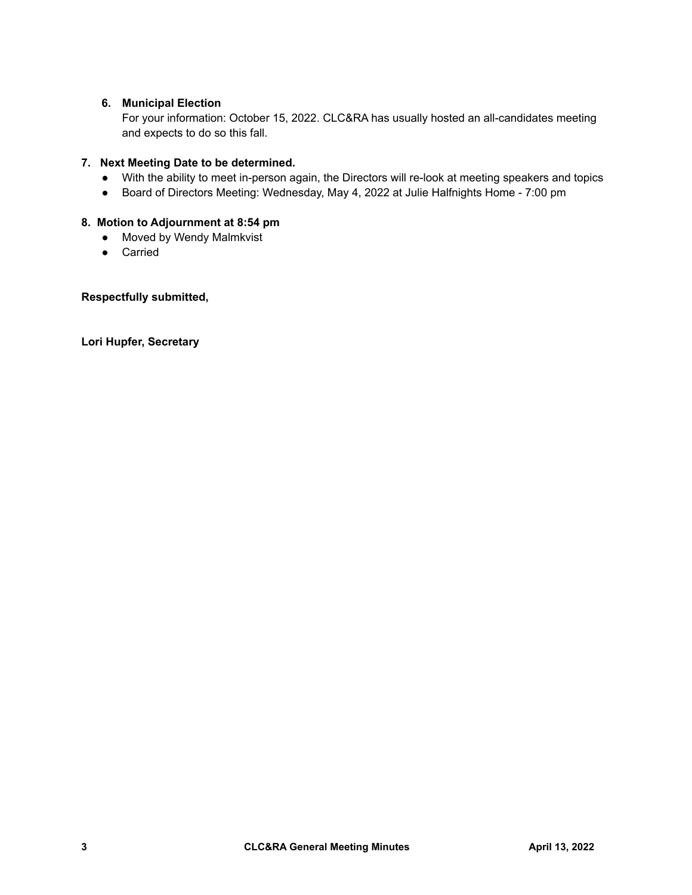6. **Municipal Election**

   For your information: October 15, 2022. CLC&RA has usually hosted an all-candidates meeting and expects to do so this fall.

7. **Next Meeting Date to be determined.**
   - With the ability to meet in-person again, the Directors will re-look at meeting speakers and topics
   - Board of Directors Meeting: Wednesday, May 4, 2022 at Julie Halfnights Home - 7:00 pm

8. **Motion to Adjournment at 8:54 pm**
   - Moved by Wendy Malmkvist
   - Carried

**Respectfully submitted,**

**Lori Hupfer, Secretary**